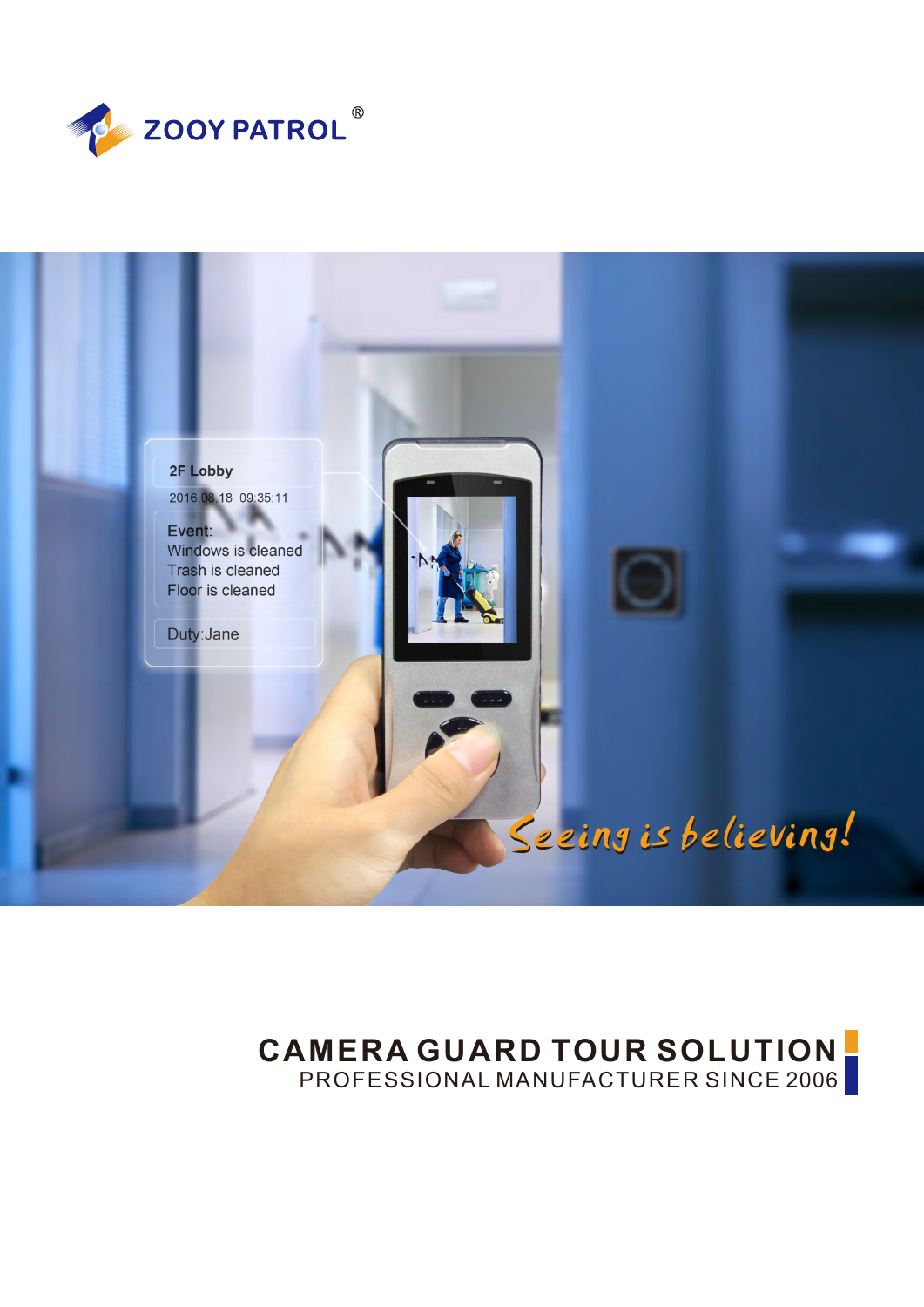ZOOY PATROL®

2F Lobby

2016.08.18 09:35:11

Event:
Windows is cleaned
Trash is cleaned
Floor is cleaned

Duty:Jane

*Seeing is believing!*

# CAMERA GUARD TOUR SOLUTION

PROFESSIONAL MANUFACTURER SINCE 2006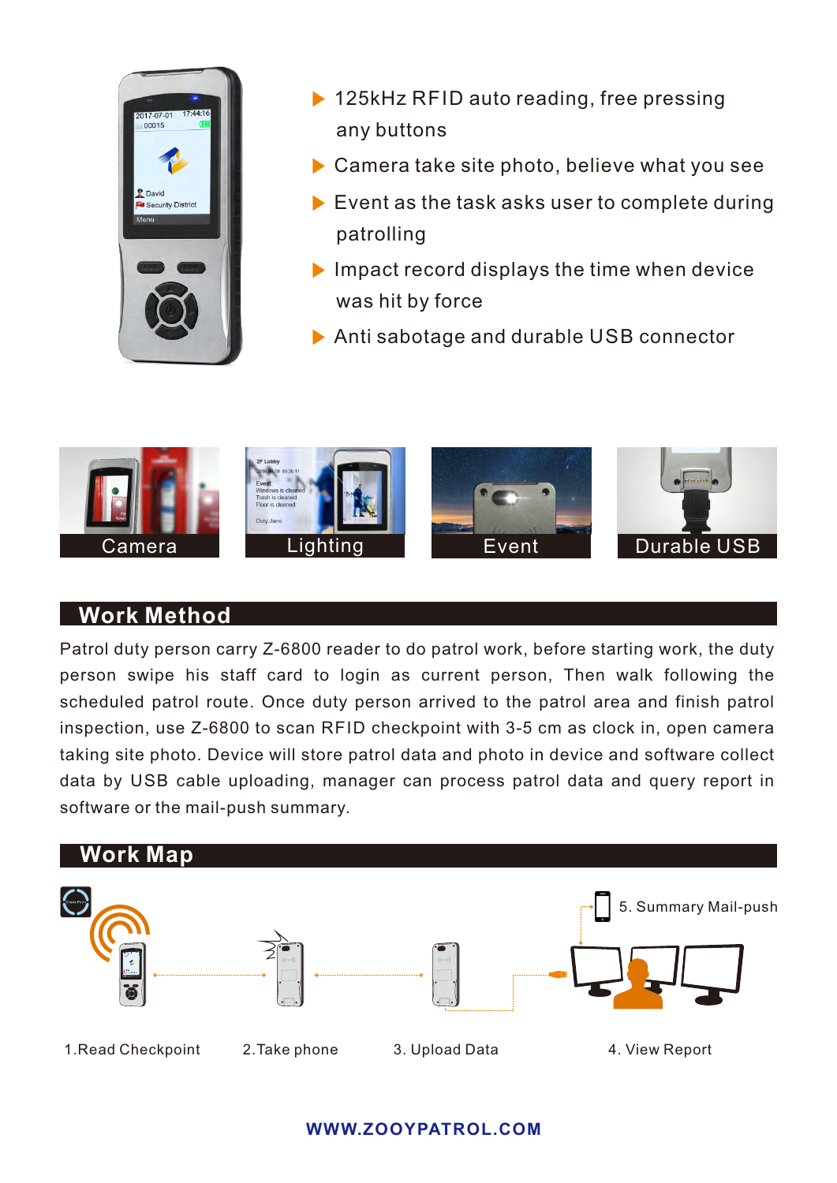- 125kHz RFID auto reading, free pressing any buttons
- Camera take site photo, believe what you see
- Event as the task asks user to complete during patrolling
- Impact record displays the time when device was hit by force
- Anti sabotage and durable USB connector

Camera

Lighting

Event

Durable USB

## Work Method

Patrol duty person carry Z-6800 reader to do patrol work, before starting work, the duty person swipe his staff card to login as current person, Then walk following the scheduled patrol route. Once duty person arrived to the patrol area and finish patrol inspection, use Z-6800 to scan RFID checkpoint with 3-5 cm as clock in, open camera taking site photo. Device will store patrol data and photo in device and software collect data by USB cable uploading, manager can process patrol data and query report in software or the mail-push summary.

## Work Map

1.Read Checkpoint

2.Take phone

3. Upload Data

4. View Report

5. Summary Mail-push

**WWW.ZOOYPATROL.COM**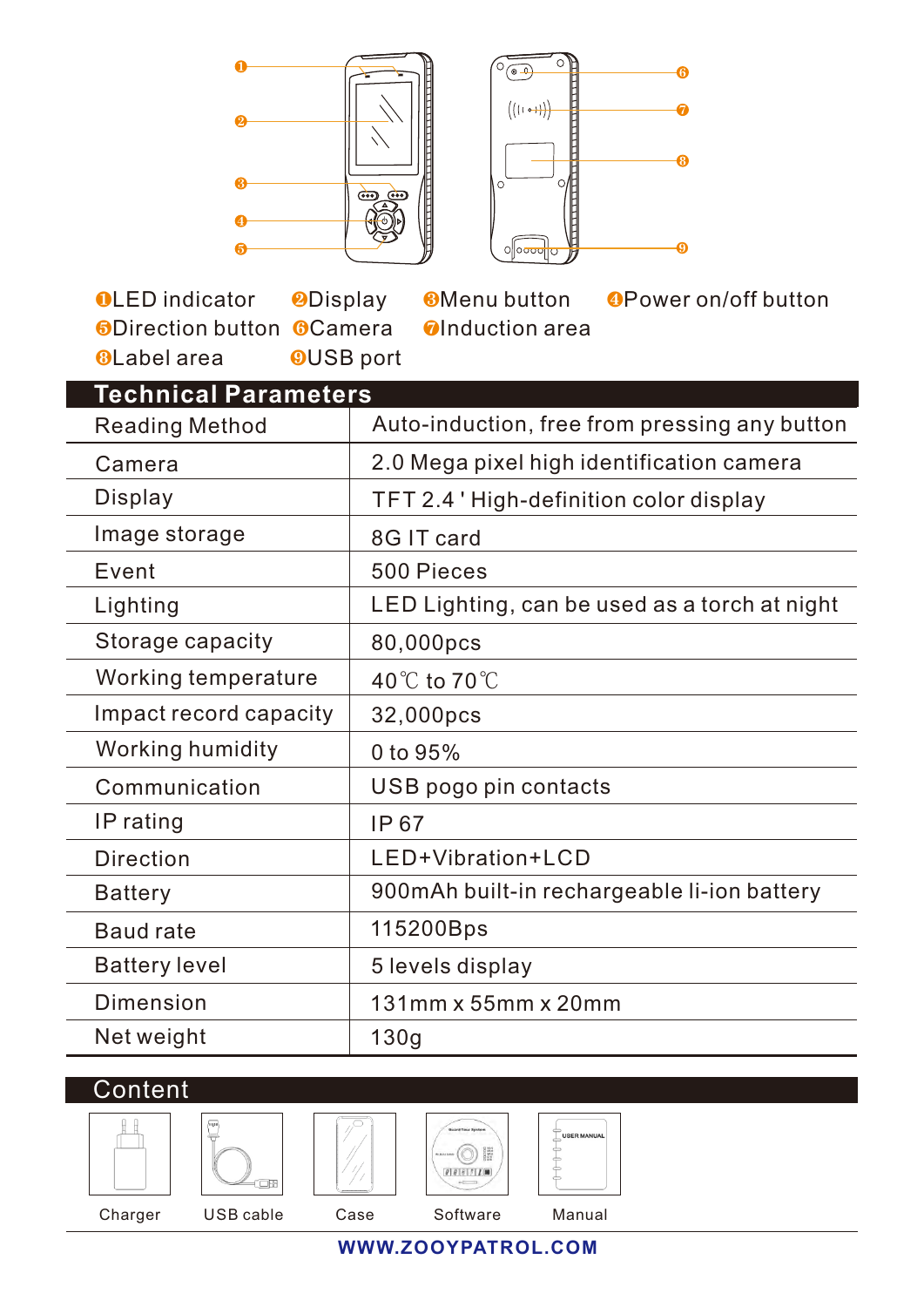❶LED indicator ❷Display ❸Menu button ❹Power on/off button
❺Direction button ❻Camera ❼Induction area
❽Label area ❾USB port

## Technical Parameters

| | |
|---|---|
| Reading Method | Auto-induction, free from pressing any button |
| Camera | 2.0 Mega pixel high identification camera |
| Display | TFT 2.4 ' High-definition color display |
| Image storage | 8G IT card |
| Event | 500 Pieces |
| Lighting | LED Lighting, can be used as a torch at night |
| Storage capacity | 80,000pcs |
| Working temperature | 40℃ to 70℃ |
| Impact record capacity | 32,000pcs |
| Working humidity | 0 to 95% |
| Communication | USB pogo pin contacts |
| IP rating | IP 67 |
| Direction | LED+Vibration+LCD |
| Battery | 900mAh built-in rechargeable li-ion battery |
| Baud rate | 115200Bps |
| Battery level | 5 levels display |
| Dimension | 131mm x 55mm x 20mm |
| Net weight | 130g |

## Content

Charger USB cable Case Software Manual

WWW.ZOOYPATROL.COM